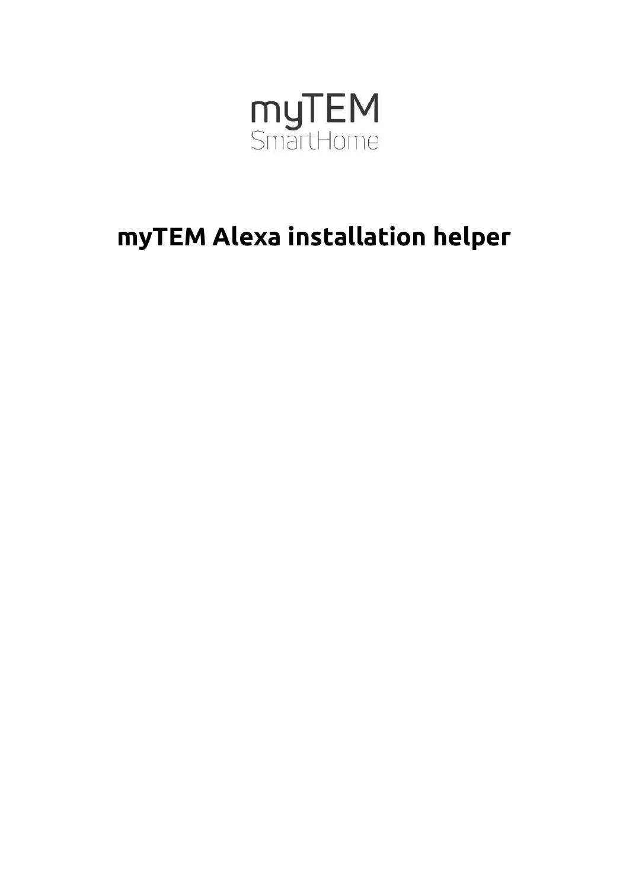myTEM
SmartHome

# myTEM Alexa installation helper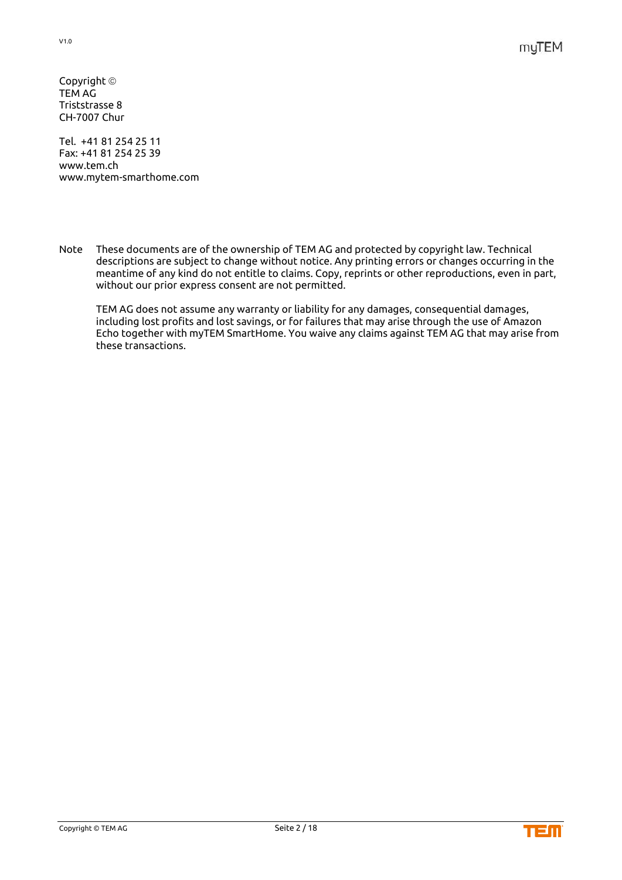Copyright ©
TEM AG
Triststrasse 8
CH-7007 Chur

Tel. +41 81 254 25 11
Fax: +41 81 254 25 39
www.tem.ch
www.mytem-smarthome.com

Note These documents are of the ownership of TEM AG and protected by copyright law. Technical descriptions are subject to change without notice. Any printing errors or changes occurring in the meantime of any kind do not entitle to claims. Copy, reprints or other reproductions, even in part, without our prior express consent are not permitted.

TEM AG does not assume any warranty or liability for any damages, consequential damages, including lost profits and lost savings, or for failures that may arise through the use of Amazon Echo together with myTEM SmartHome. You waive any claims against TEM AG that may arise from these transactions.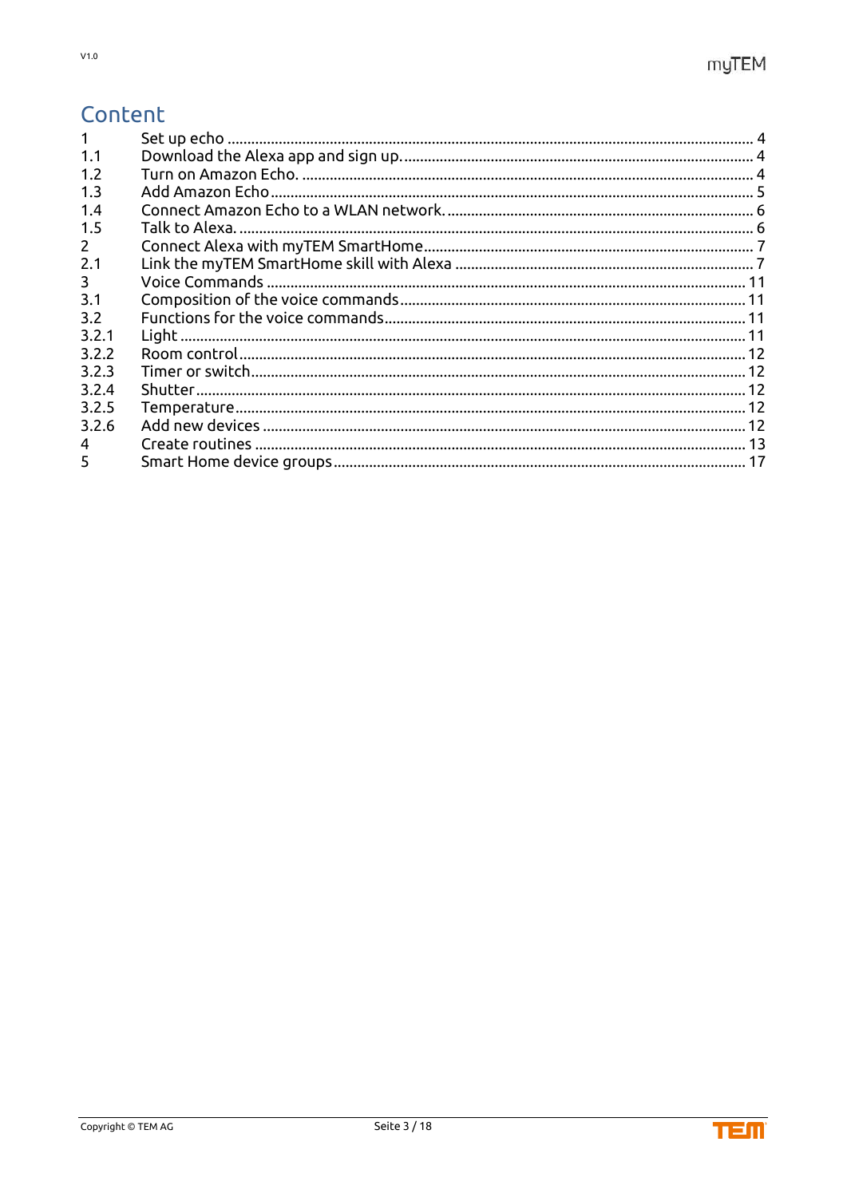# Content

| | | |
|---|---|---|
| 1 | Set up echo | 4 |
| 1.1 | Download the Alexa app and sign up. | 4 |
| 1.2 | Turn on Amazon Echo. | 4 |
| 1.3 | Add Amazon Echo | 5 |
| 1.4 | Connect Amazon Echo to a WLAN network. | 6 |
| 1.5 | Talk to Alexa. | 6 |
| 2 | Connect Alexa with myTEM SmartHome | 7 |
| 2.1 | Link the myTEM SmartHome skill with Alexa | 7 |
| 3 | Voice Commands | 11 |
| 3.1 | Composition of the voice commands | 11 |
| 3.2 | Functions for the voice commands | 11 |
| 3.2.1 | Light | 11 |
| 3.2.2 | Room control | 12 |
| 3.2.3 | Timer or switch | 12 |
| 3.2.4 | Shutter | 12 |
| 3.2.5 | Temperature | 12 |
| 3.2.6 | Add new devices | 12 |
| 4 | Create routines | 13 |
| 5 | Smart Home device groups | 17 |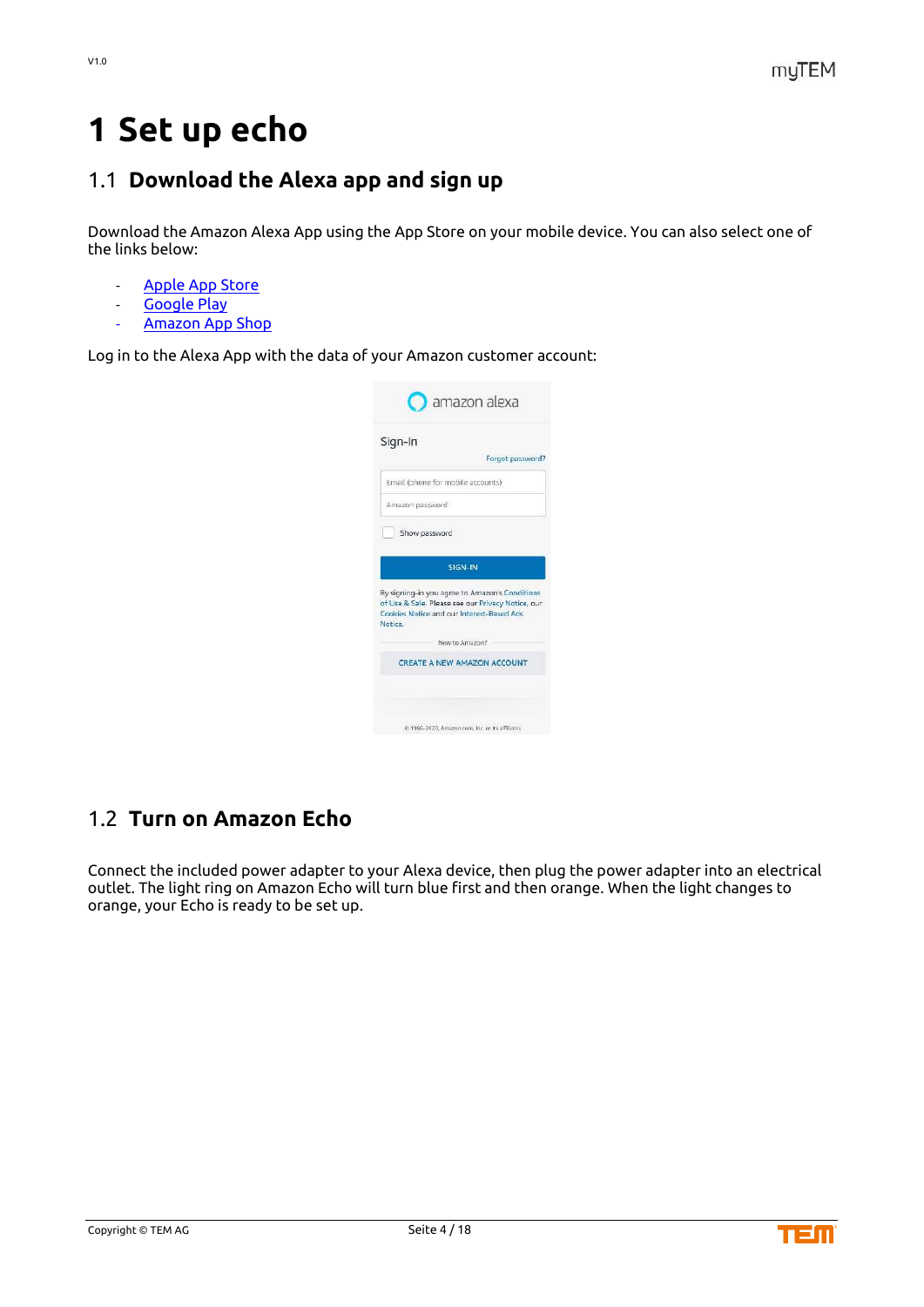# 1 Set up echo

## 1.1 Download the Alexa app and sign up

Download the Amazon Alexa App using the App Store on your mobile device. You can also select one of the links below:

- Apple App Store
- Google Play
- Amazon App Shop

Log in to the Alexa App with the data of your Amazon customer account:

## 1.2 Turn on Amazon Echo

Connect the included power adapter to your Alexa device, then plug the power adapter into an electrical outlet. The light ring on Amazon Echo will turn blue first and then orange. When the light changes to orange, your Echo is ready to be set up.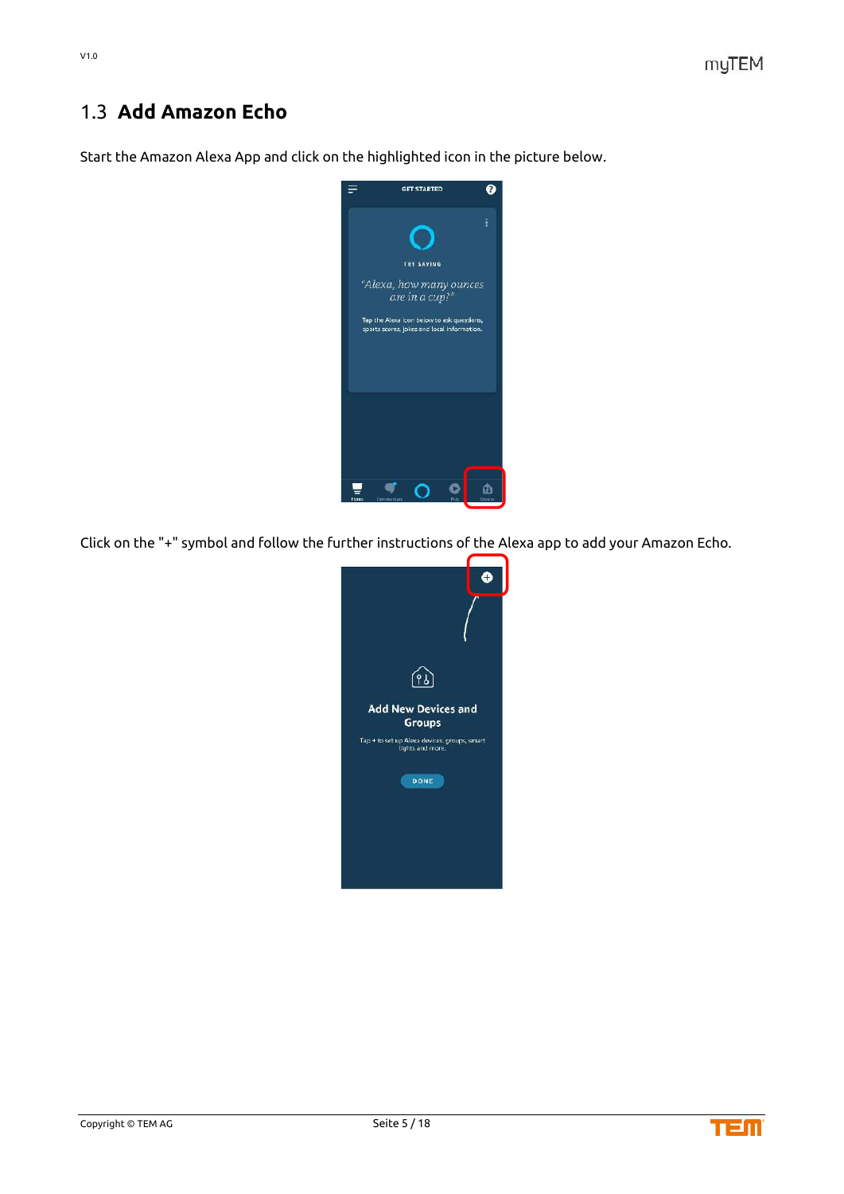## 1.3 **Add Amazon Echo**

Start the Amazon Alexa App and click on the highlighted icon in the picture below.

Click on the "+" symbol and follow the further instructions of the Alexa app to add your Amazon Echo.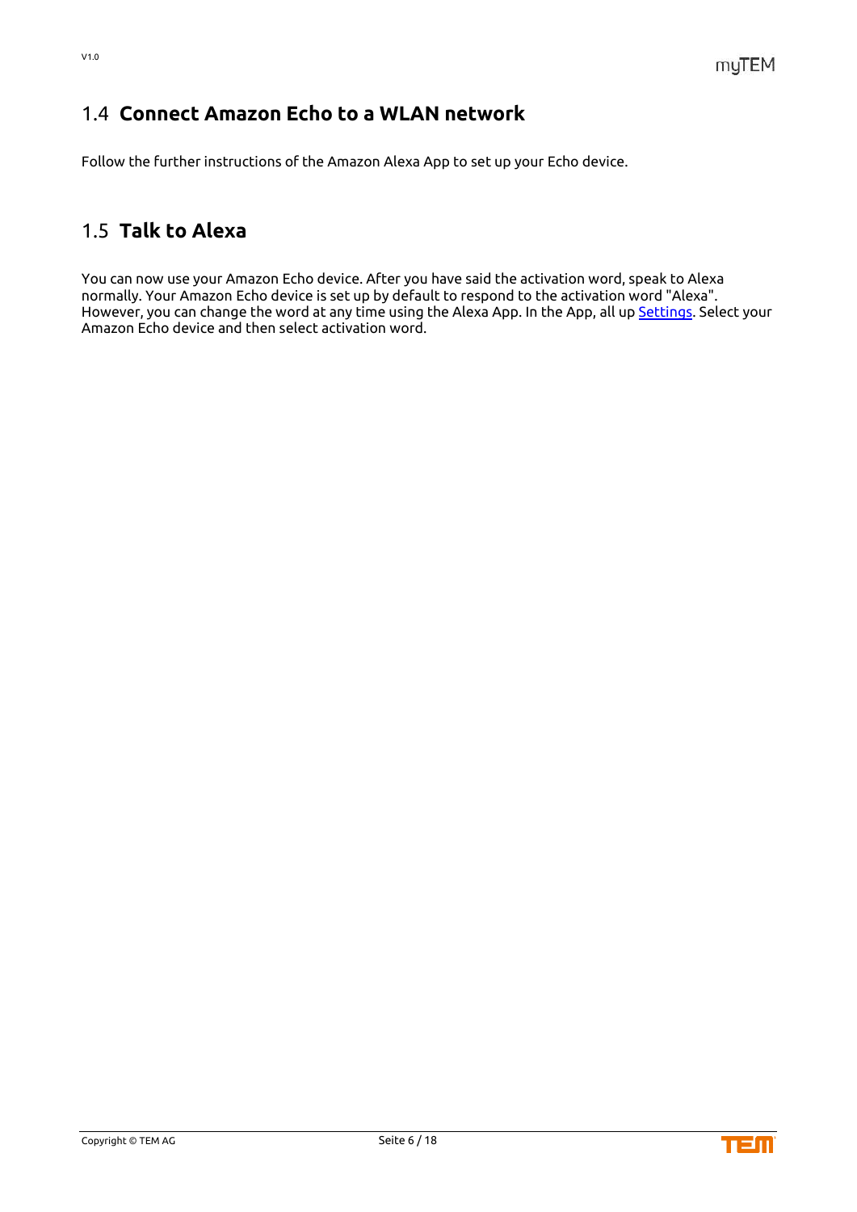## 1.4 **Connect Amazon Echo to a WLAN network**

Follow the further instructions of the Amazon Alexa App to set up your Echo device.

## 1.5 **Talk to Alexa**

You can now use your Amazon Echo device. After you have said the activation word, speak to Alexa normally. Your Amazon Echo device is set up by default to respond to the activation word "Alexa". However, you can change the word at any time using the Alexa App. In the App, all up Settings. Select your Amazon Echo device and then select activation word.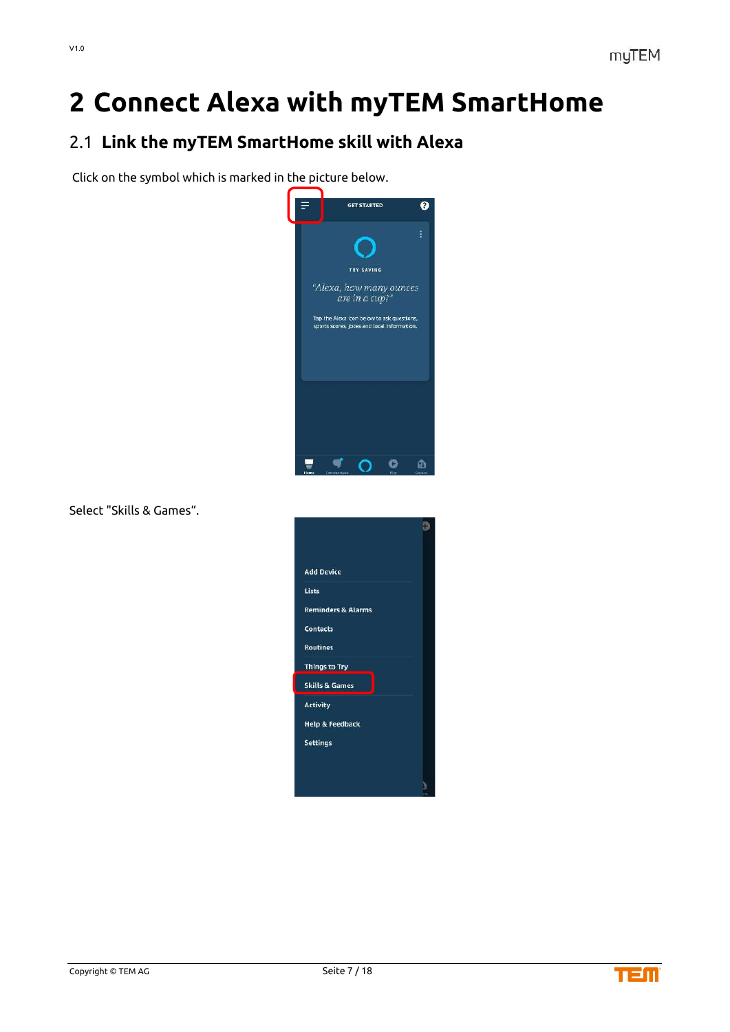# 2 Connect Alexa with myTEM SmartHome

## 2.1 Link the myTEM SmartHome skill with Alexa

Click on the symbol which is marked in the picture below.

Select "Skills & Games“.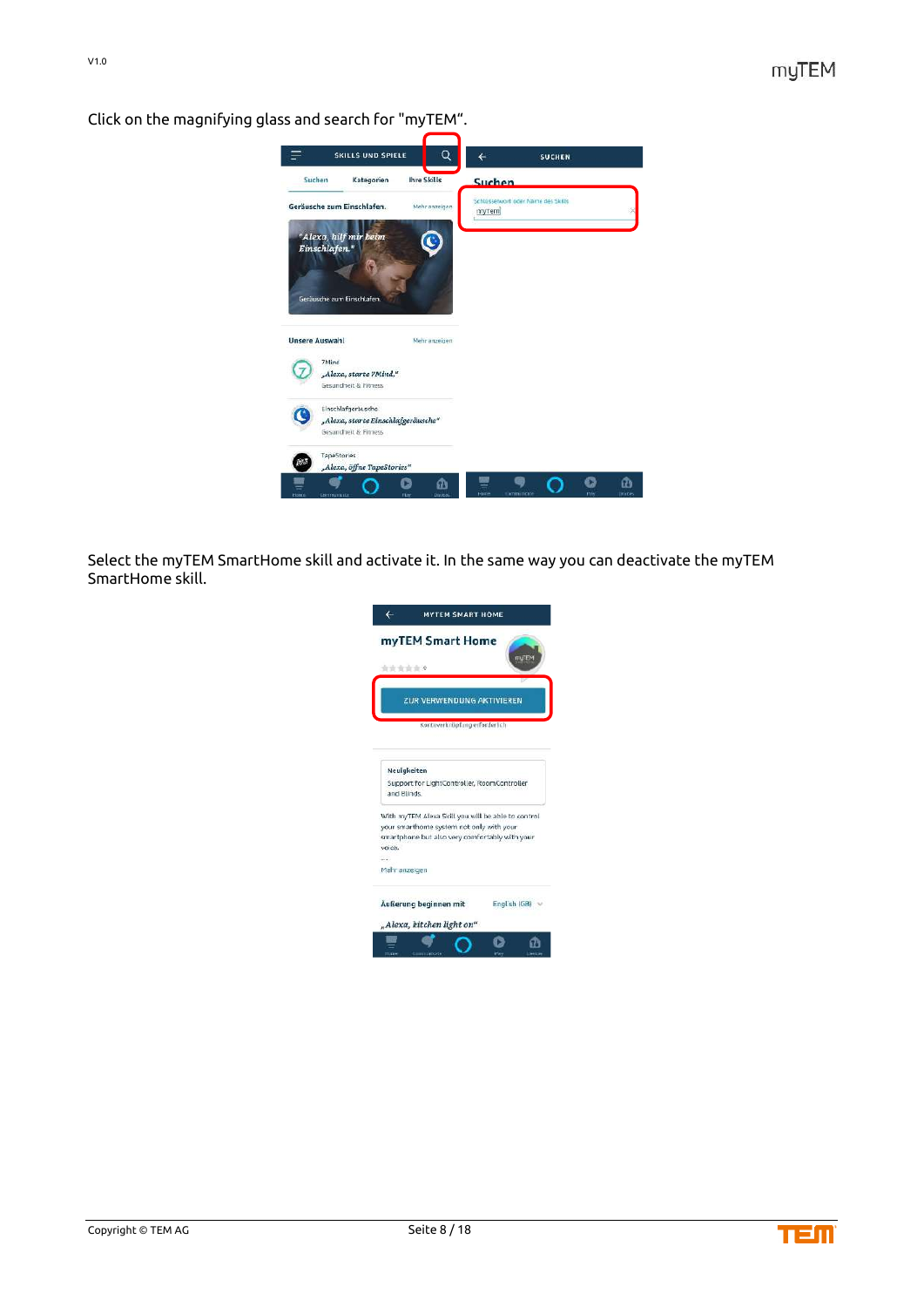Click on the magnifying glass and search for "myTEM".

Select the myTEM SmartHome skill and activate it. In the same way you can deactivate the myTEM SmartHome skill.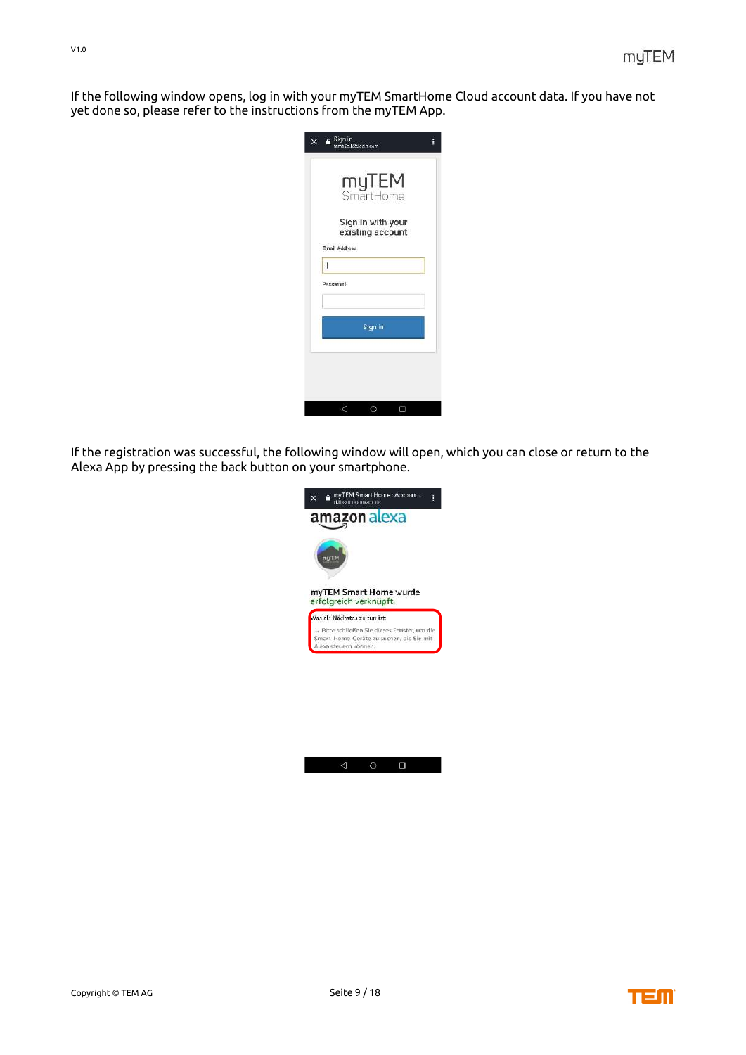If the following window opens, log in with your myTEM SmartHome Cloud account data. If you have not yet done so, please refer to the instructions from the myTEM App.

If the registration was successful, the following window will open, which you can close or return to the Alexa App by pressing the back button on your smartphone.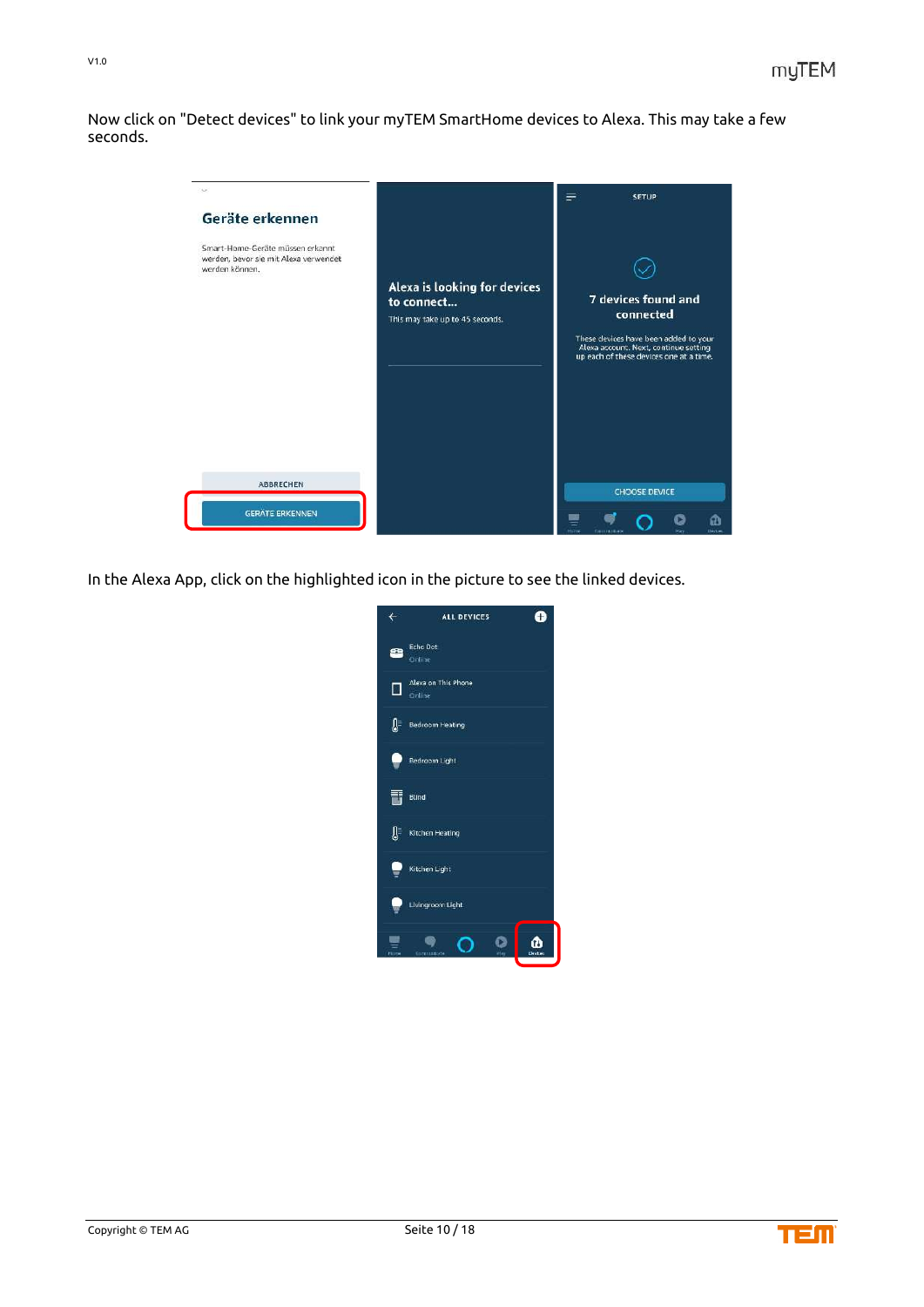Now click on "Detect devices" to link your myTEM SmartHome devices to Alexa. This may take a few seconds.

In the Alexa App, click on the highlighted icon in the picture to see the linked devices.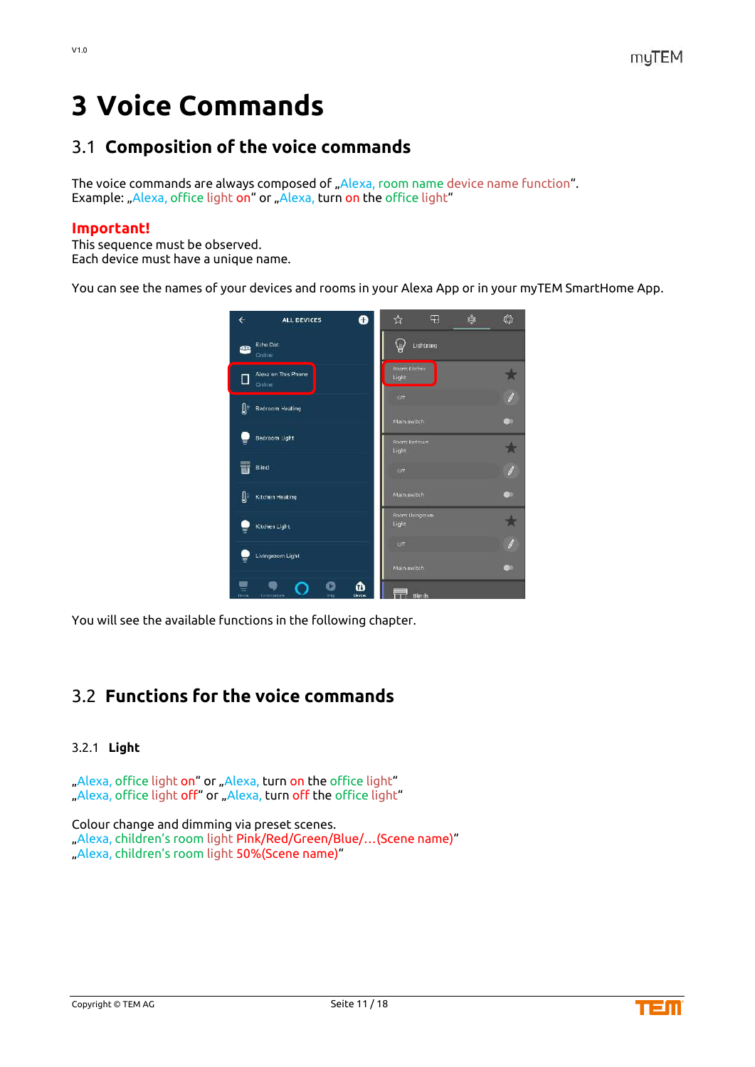# 3 Voice Commands

## 3.1 Composition of the voice commands

The voice commands are always composed of „Alexa, room name device name function".
Example: „Alexa, office light on" or „Alexa, turn on the office light"

**Important!**
This sequence must be observed.
Each device must have a unique name.

You can see the names of your devices and rooms in your Alexa App or in your myTEM SmartHome App.

You will see the available functions in the following chapter.

## 3.2 Functions for the voice commands

### 3.2.1 Light

„Alexa, office light on" or „Alexa, turn on the office light"
„Alexa, office light off" or „Alexa, turn off the office light"

Colour change and dimming via preset scenes.
„Alexa, children's room light Pink/Red/Green/Blue/…(Scene name)"
„Alexa, children's room light 50%(Scene name)"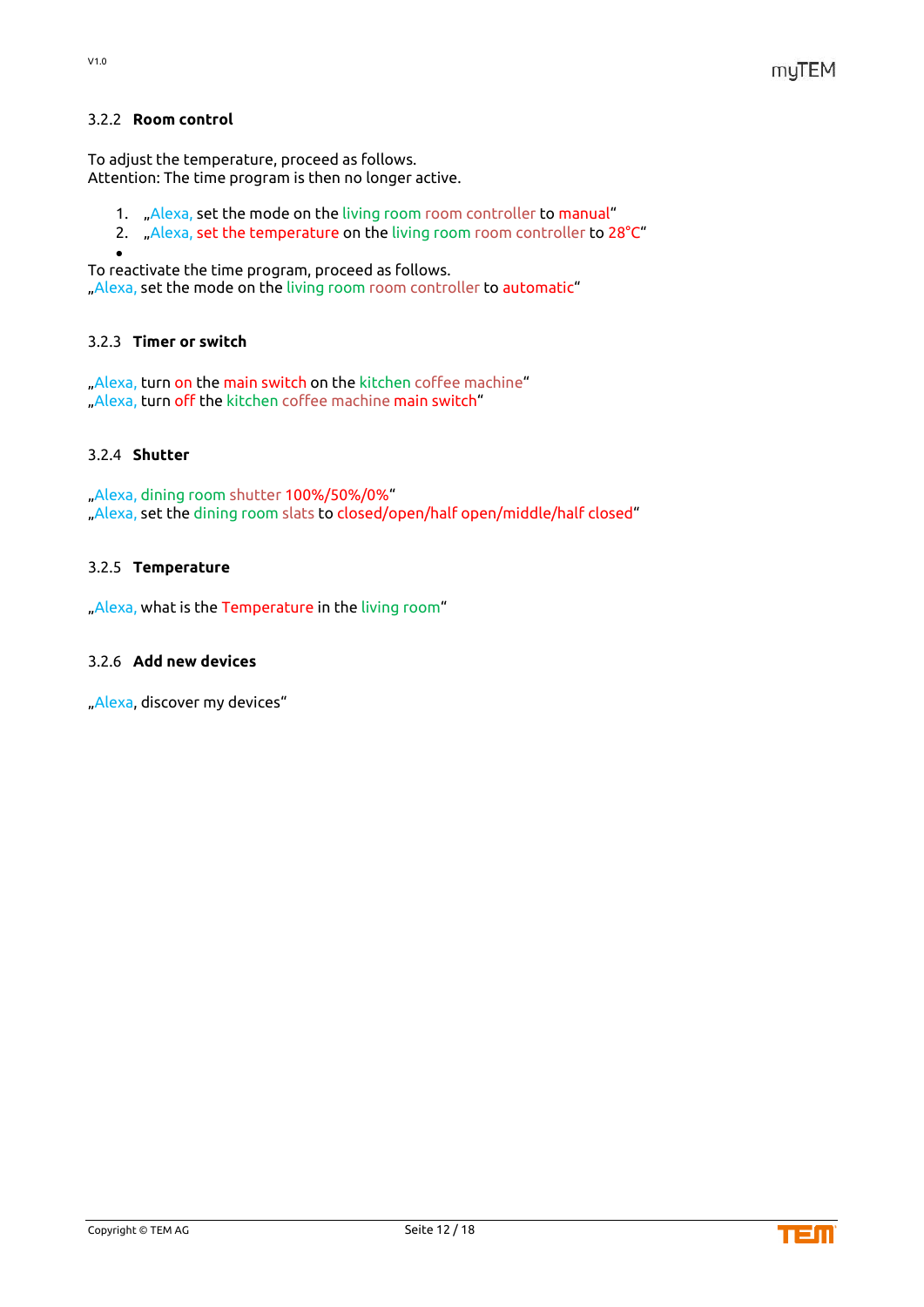### 3.2.2 Room control

To adjust the temperature, proceed as follows.
Attention: The time program is then no longer active.

1. „Alexa, set the mode on the living room room controller to manual“
2. „Alexa, set the temperature on the living room room controller to 28°C“

-

To reactivate the time program, proceed as follows.
„Alexa, set the mode on the living room room controller to automatic“

### 3.2.3 Timer or switch

„Alexa, turn on the main switch on the kitchen coffee machine“
„Alexa, turn off the kitchen coffee machine main switch“

### 3.2.4 Shutter

„Alexa, dining room shutter 100%/50%/0%“
„Alexa, set the dining room slats to closed/open/half open/middle/half closed“

### 3.2.5 Temperature

„Alexa, what is the Temperature in the living room“

### 3.2.6 Add new devices

„Alexa, discover my devices“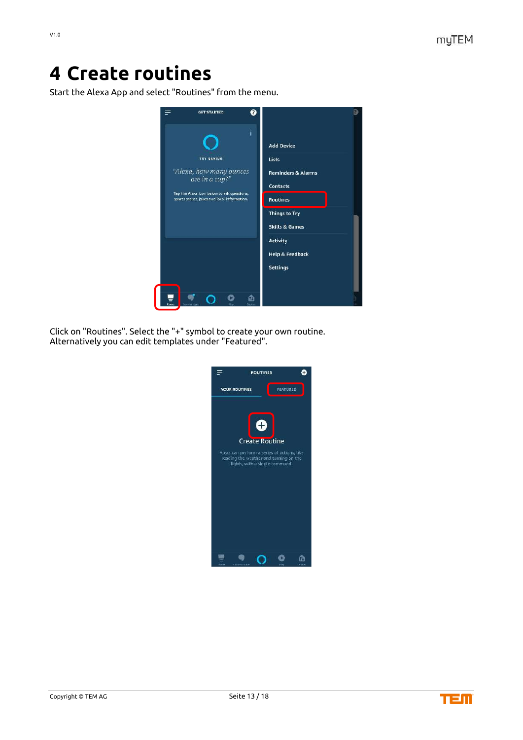# 4 Create routines

Start the Alexa App and select "Routines" from the menu.

Click on "Routines". Select the "+" symbol to create your own routine.
Alternatively you can edit templates under "Featured".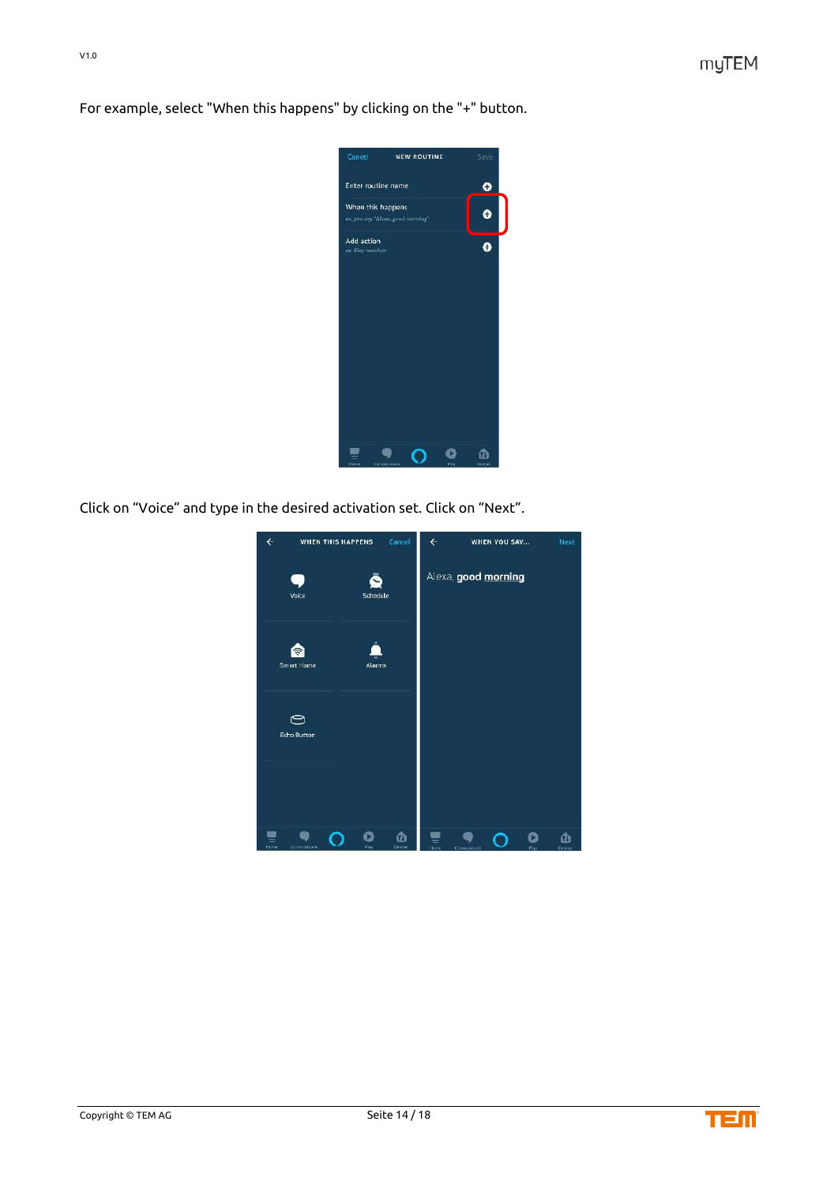For example, select "When this happens" by clicking on the "+" button.

Click on “Voice” and type in the desired activation set. Click on “Next”.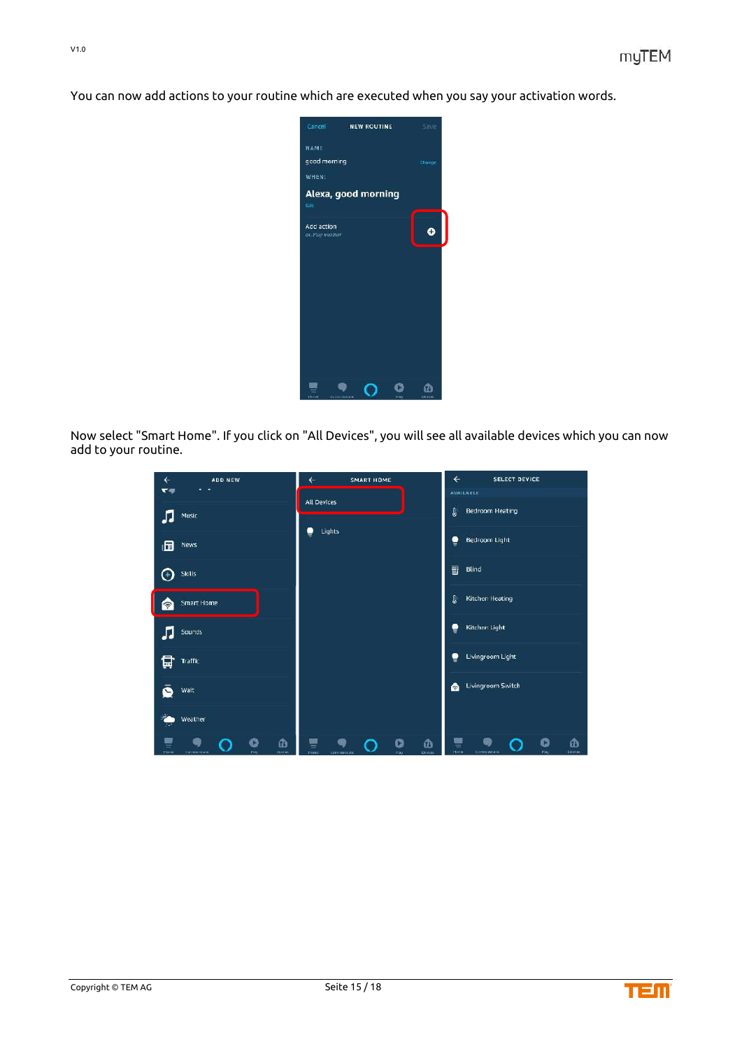You can now add actions to your routine which are executed when you say your activation words.

Now select "Smart Home". If you click on "All Devices", you will see all available devices which you can now add to your routine.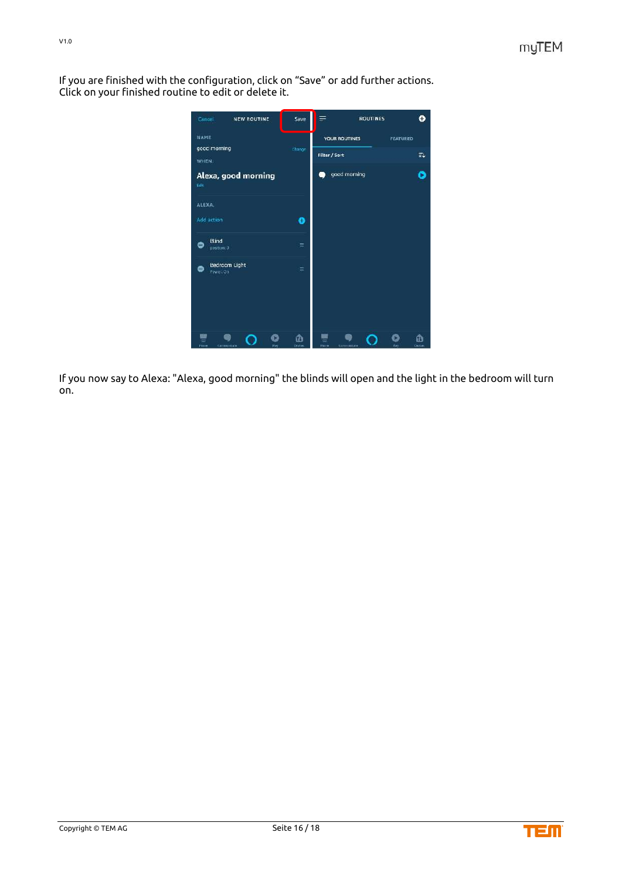If you are finished with the configuration, click on “Save” or add further actions.
Click on your finished routine to edit or delete it.

If you now say to Alexa: "Alexa, good morning" the blinds will open and the light in the bedroom will turn on.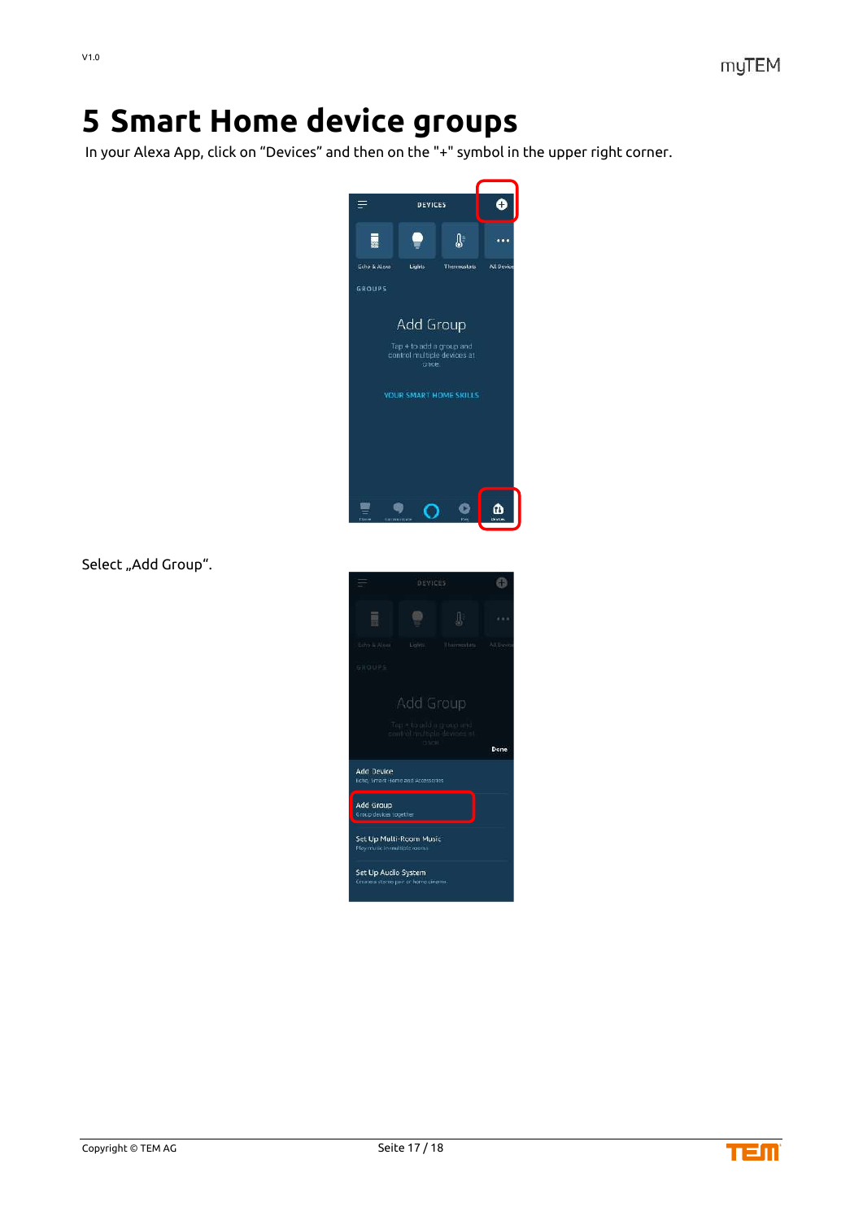# 5 Smart Home device groups

In your Alexa App, click on “Devices” and then on the "+" symbol in the upper right corner.

Select „Add Group“.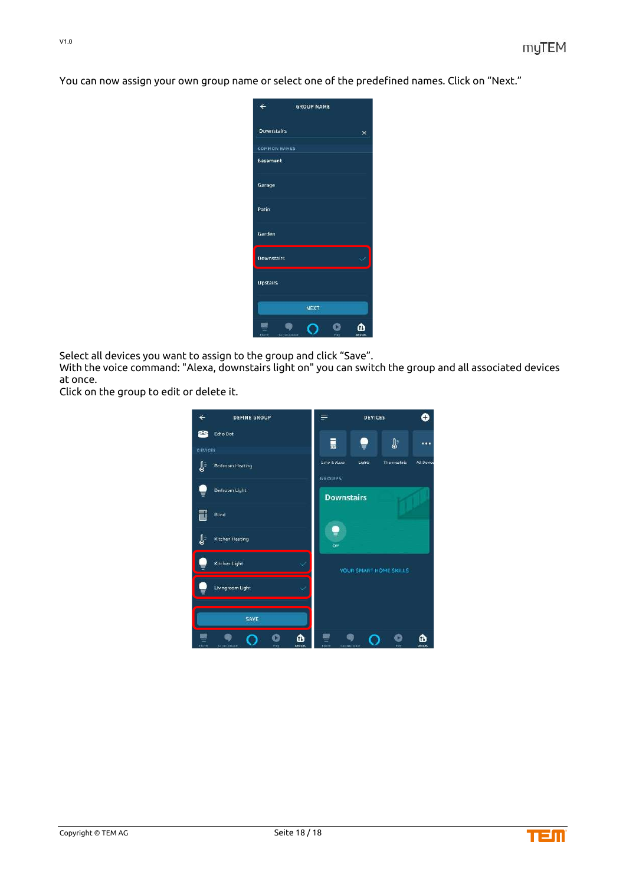You can now assign your own group name or select one of the predefined names. Click on “Next.”

Select all devices you want to assign to the group and click “Save”.
With the voice command: "Alexa, downstairs light on" you can switch the group and all associated devices at once.
Click on the group to edit or delete it.